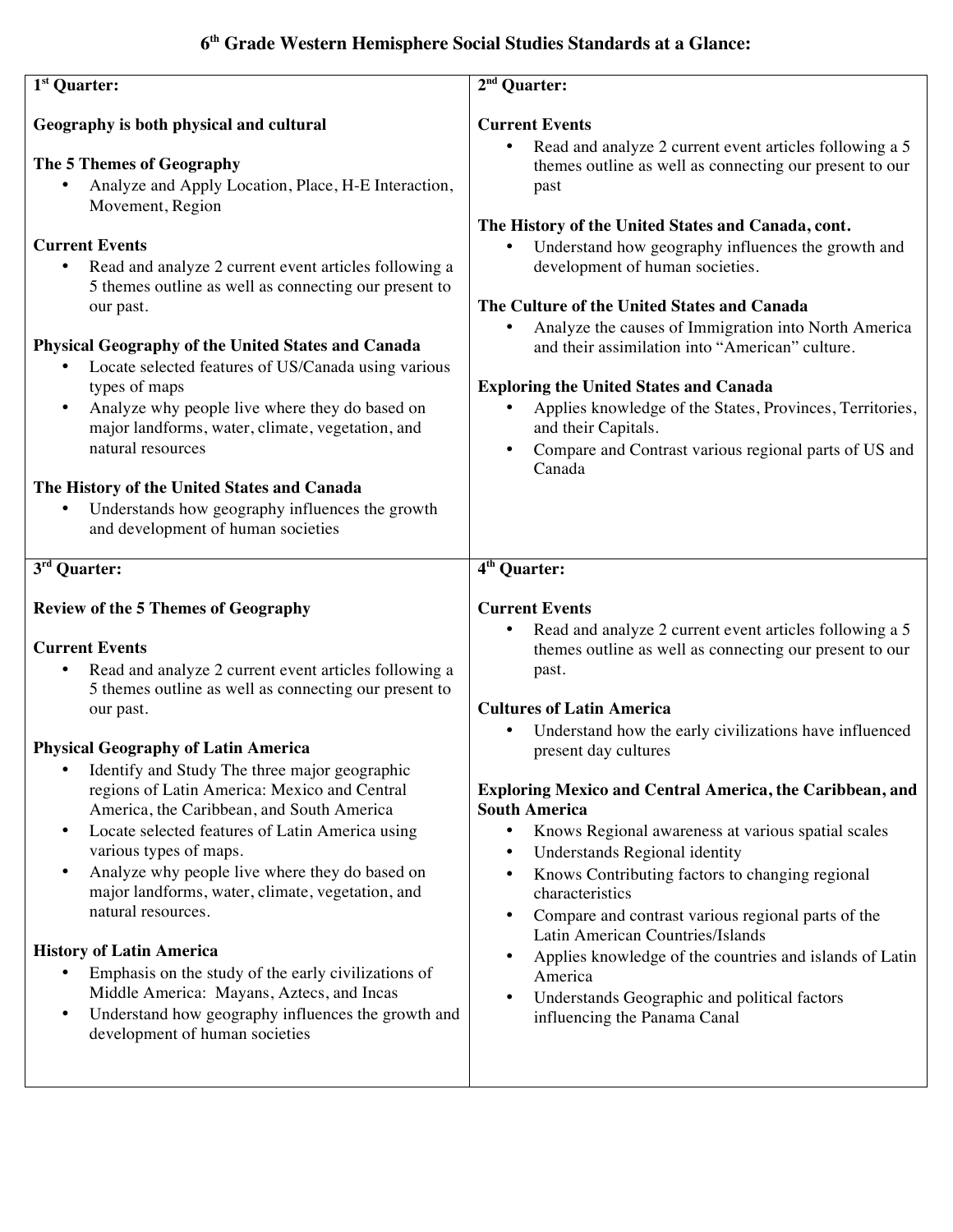# 6th Grade Western Hemisphere Social Studies Standards at a Glance:

## 1st Quarter:

**Geography is both physical and cultural**

**The 5 Themes of Geography**

- Analyze and Apply Location, Place, H-E Interaction, Movement, Region

**Current Events**

- Read and analyze 2 current event articles following a 5 themes outline as well as connecting our present to our past.

**Physical Geography of the United States and Canada**

- Locate selected features of US/Canada using various types of maps
- Analyze why people live where they do based on major landforms, water, climate, vegetation, and natural resources

**The History of the United States and Canada**

- Understands how geography influences the growth and development of human societies

## 2nd Quarter:

**Current Events**

- Read and analyze 2 current event articles following a 5 themes outline as well as connecting our present to our past

**The History of the United States and Canada, cont.**

- Understand how geography influences the growth and development of human societies.

**The Culture of the United States and Canada**

- Analyze the causes of Immigration into North America and their assimilation into "American" culture.

**Exploring the United States and Canada**

- Applies knowledge of the States, Provinces, Territories, and their Capitals.
- Compare and Contrast various regional parts of US and Canada

## 3rd Quarter:

**Review of the 5 Themes of Geography**

**Current Events**

- Read and analyze 2 current event articles following a 5 themes outline as well as connecting our present to our past.

**Physical Geography of Latin America**

- Identify and Study The three major geographic regions of Latin America: Mexico and Central America, the Caribbean, and South America
- Locate selected features of Latin America using various types of maps.
- Analyze why people live where they do based on major landforms, water, climate, vegetation, and natural resources.

**History of Latin America**

- Emphasis on the study of the early civilizations of Middle America: Mayans, Aztecs, and Incas
- Understand how geography influences the growth and development of human societies

## 4th Quarter:

**Current Events**

- Read and analyze 2 current event articles following a 5 themes outline as well as connecting our present to our past.

**Cultures of Latin America**

- Understand how the early civilizations have influenced present day cultures

**Exploring Mexico and Central America, the Caribbean, and South America**

- Knows Regional awareness at various spatial scales
- Understands Regional identity
- Knows Contributing factors to changing regional characteristics
- Compare and contrast various regional parts of the Latin American Countries/Islands
- Applies knowledge of the countries and islands of Latin America
- Understands Geographic and political factors influencing the Panama Canal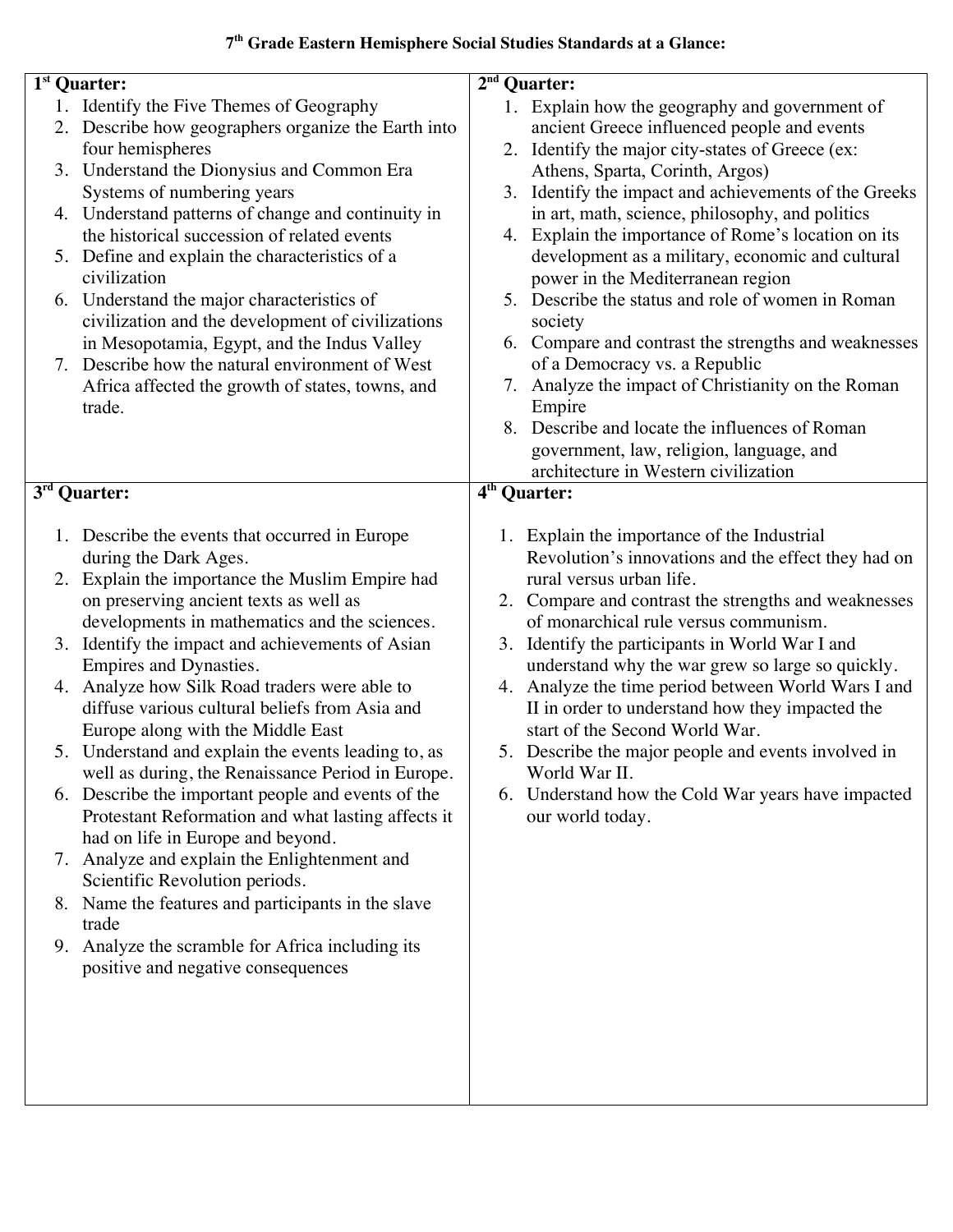# 7th Grade Eastern Hemisphere Social Studies Standards at a Glance:

## 1st Quarter:

1. Identify the Five Themes of Geography
2. Describe how geographers organize the Earth into four hemispheres
3. Understand the Dionysius and Common Era Systems of numbering years
4. Understand patterns of change and continuity in the historical succession of related events
5. Define and explain the characteristics of a civilization
6. Understand the major characteristics of civilization and the development of civilizations in Mesopotamia, Egypt, and the Indus Valley
7. Describe how the natural environment of West Africa affected the growth of states, towns, and trade.

## 2nd Quarter:

1. Explain how the geography and government of ancient Greece influenced people and events
2. Identify the major city-states of Greece (ex: Athens, Sparta, Corinth, Argos)
3. Identify the impact and achievements of the Greeks in art, math, science, philosophy, and politics
4. Explain the importance of Rome's location on its development as a military, economic and cultural power in the Mediterranean region
5. Describe the status and role of women in Roman society
6. Compare and contrast the strengths and weaknesses of a Democracy vs. a Republic
7. Analyze the impact of Christianity on the Roman Empire
8. Describe and locate the influences of Roman government, law, religion, language, and architecture in Western civilization

## 3rd Quarter:

1. Describe the events that occurred in Europe during the Dark Ages.
2. Explain the importance the Muslim Empire had on preserving ancient texts as well as developments in mathematics and the sciences.
3. Identify the impact and achievements of Asian Empires and Dynasties.
4. Analyze how Silk Road traders were able to diffuse various cultural beliefs from Asia and Europe along with the Middle East
5. Understand and explain the events leading to, as well as during, the Renaissance Period in Europe.
6. Describe the important people and events of the Protestant Reformation and what lasting affects it had on life in Europe and beyond.
7. Analyze and explain the Enlightenment and Scientific Revolution periods.
8. Name the features and participants in the slave trade
9. Analyze the scramble for Africa including its positive and negative consequences

## 4th Quarter:

1. Explain the importance of the Industrial Revolution's innovations and the effect they had on rural versus urban life.
2. Compare and contrast the strengths and weaknesses of monarchical rule versus communism.
3. Identify the participants in World War I and understand why the war grew so large so quickly.
4. Analyze the time period between World Wars I and II in order to understand how they impacted the start of the Second World War.
5. Describe the major people and events involved in World War II.
6. Understand how the Cold War years have impacted our world today.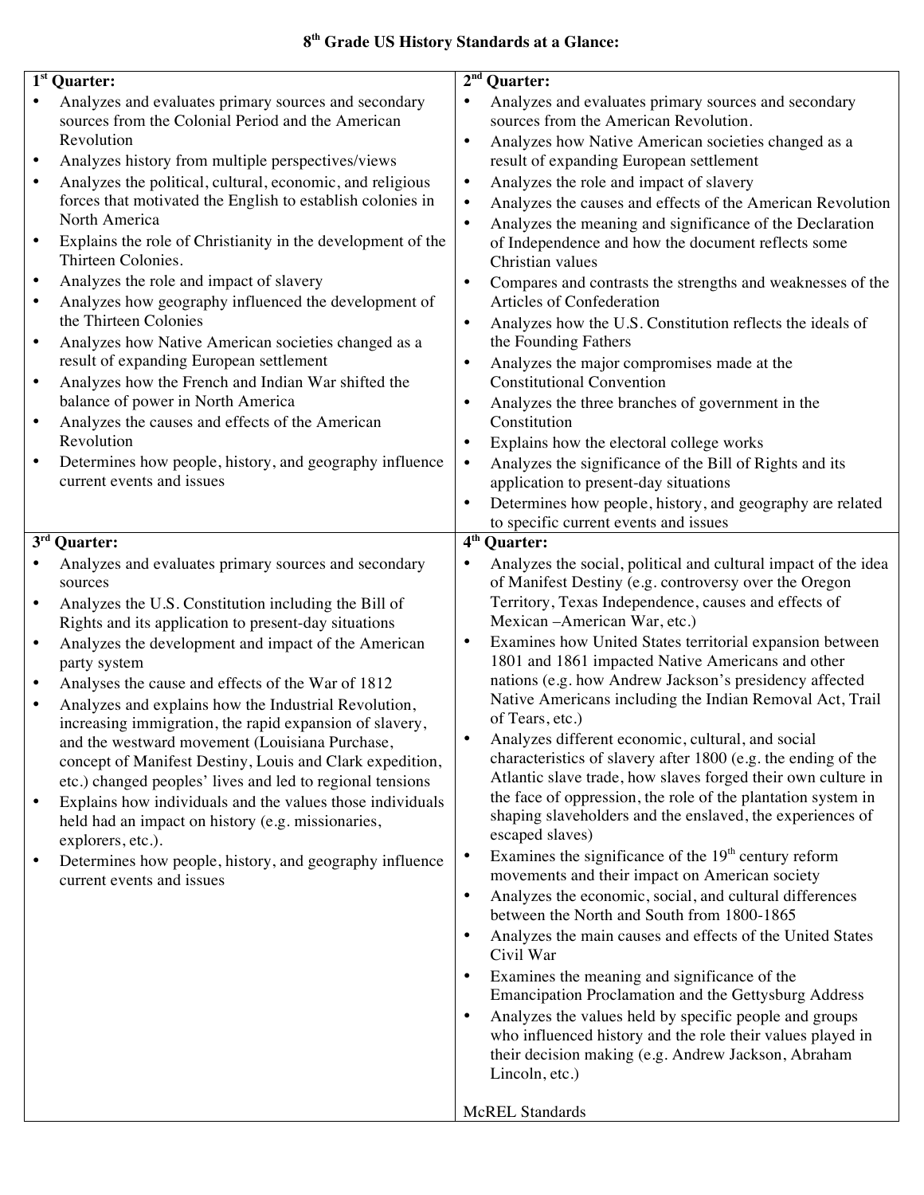# 8th Grade US History Standards at a Glance:

## 1st Quarter:

- Analyzes and evaluates primary sources and secondary sources from the Colonial Period and the American Revolution
- Analyzes history from multiple perspectives/views
- Analyzes the political, cultural, economic, and religious forces that motivated the English to establish colonies in North America
- Explains the role of Christianity in the development of the Thirteen Colonies.
- Analyzes the role and impact of slavery
- Analyzes how geography influenced the development of the Thirteen Colonies
- Analyzes how Native American societies changed as a result of expanding European settlement
- Analyzes how the French and Indian War shifted the balance of power in North America
- Analyzes the causes and effects of the American Revolution
- Determines how people, history, and geography influence current events and issues

## 2nd Quarter:

- Analyzes and evaluates primary sources and secondary sources from the American Revolution.
- Analyzes how Native American societies changed as a result of expanding European settlement
- Analyzes the role and impact of slavery
- Analyzes the causes and effects of the American Revolution
- Analyzes the meaning and significance of the Declaration of Independence and how the document reflects some Christian values
- Compares and contrasts the strengths and weaknesses of the Articles of Confederation
- Analyzes how the U.S. Constitution reflects the ideals of the Founding Fathers
- Analyzes the major compromises made at the Constitutional Convention
- Analyzes the three branches of government in the Constitution
- Explains how the electoral college works
- Analyzes the significance of the Bill of Rights and its application to present-day situations
- Determines how people, history, and geography are related to specific current events and issues

## 3rd Quarter:

- Analyzes and evaluates primary sources and secondary sources
- Analyzes the U.S. Constitution including the Bill of Rights and its application to present-day situations
- Analyzes the development and impact of the American party system
- Analyses the cause and effects of the War of 1812
- Analyzes and explains how the Industrial Revolution, increasing immigration, the rapid expansion of slavery, and the westward movement (Louisiana Purchase, concept of Manifest Destiny, Louis and Clark expedition, etc.) changed peoples' lives and led to regional tensions
- Explains how individuals and the values those individuals held had an impact on history (e.g. missionaries, explorers, etc.).
- Determines how people, history, and geography influence current events and issues

## 4th Quarter:

- Analyzes the social, political and cultural impact of the idea of Manifest Destiny (e.g. controversy over the Oregon Territory, Texas Independence, causes and effects of Mexican –American War, etc.)
- Examines how United States territorial expansion between 1801 and 1861 impacted Native Americans and other nations (e.g. how Andrew Jackson's presidency affected Native Americans including the Indian Removal Act, Trail of Tears, etc.)
- Analyzes different economic, cultural, and social characteristics of slavery after 1800 (e.g. the ending of the Atlantic slave trade, how slaves forged their own culture in the face of oppression, the role of the plantation system in shaping slaveholders and the enslaved, the experiences of escaped slaves)
- Examines the significance of the 19th century reform movements and their impact on American society
- Analyzes the economic, social, and cultural differences between the North and South from 1800-1865
- Analyzes the main causes and effects of the United States Civil War
- Examines the meaning and significance of the Emancipation Proclamation and the Gettysburg Address
- Analyzes the values held by specific people and groups who influenced history and the role their values played in their decision making (e.g. Andrew Jackson, Abraham Lincoln, etc.)

McREL Standards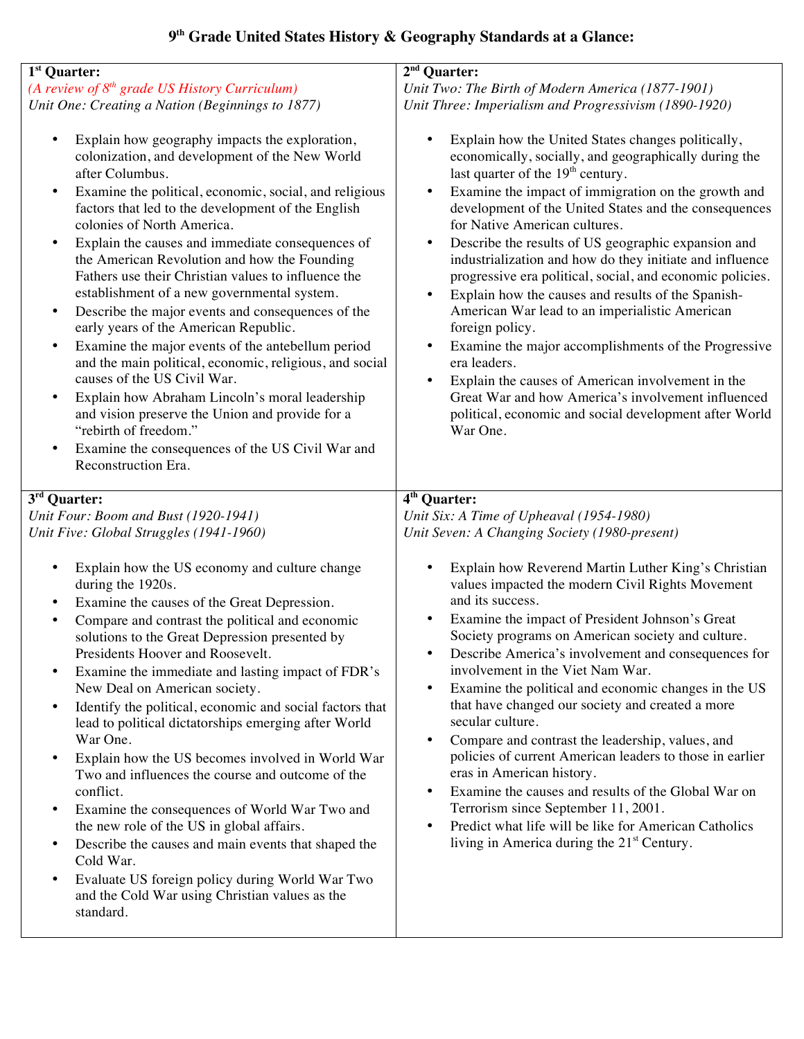# 9th Grade United States History & Geography Standards at a Glance:

## 1st Quarter:

*(A review of 8th grade US History Curriculum)*

*Unit One: Creating a Nation (Beginnings to 1877)*

- Explain how geography impacts the exploration, colonization, and development of the New World after Columbus.
- Examine the political, economic, social, and religious factors that led to the development of the English colonies of North America.
- Explain the causes and immediate consequences of the American Revolution and how the Founding Fathers use their Christian values to influence the establishment of a new governmental system.
- Describe the major events and consequences of the early years of the American Republic.
- Examine the major events of the antebellum period and the main political, economic, religious, and social causes of the US Civil War.
- Explain how Abraham Lincoln's moral leadership and vision preserve the Union and provide for a "rebirth of freedom."
- Examine the consequences of the US Civil War and Reconstruction Era.

## 2nd Quarter:

*Unit Two: The Birth of Modern America (1877-1901)*

*Unit Three: Imperialism and Progressivism (1890-1920)*

- Explain how the United States changes politically, economically, socially, and geographically during the last quarter of the 19th century.
- Examine the impact of immigration on the growth and development of the United States and the consequences for Native American cultures.
- Describe the results of US geographic expansion and industrialization and how do they initiate and influence progressive era political, social, and economic policies.
- Explain how the causes and results of the Spanish-American War lead to an imperialistic American foreign policy.
- Examine the major accomplishments of the Progressive era leaders.
- Explain the causes of American involvement in the Great War and how America's involvement influenced political, economic and social development after World War One.

## 3rd Quarter:

*Unit Four: Boom and Bust (1920-1941)*

*Unit Five: Global Struggles (1941-1960)*

- Explain how the US economy and culture change during the 1920s.
- Examine the causes of the Great Depression.
- Compare and contrast the political and economic solutions to the Great Depression presented by Presidents Hoover and Roosevelt.
- Examine the immediate and lasting impact of FDR's New Deal on American society.
- Identify the political, economic and social factors that lead to political dictatorships emerging after World War One.
- Explain how the US becomes involved in World War Two and influences the course and outcome of the conflict.
- Examine the consequences of World War Two and the new role of the US in global affairs.
- Describe the causes and main events that shaped the Cold War.
- Evaluate US foreign policy during World War Two and the Cold War using Christian values as the standard.

## 4th Quarter:

*Unit Six: A Time of Upheaval (1954-1980)*

*Unit Seven: A Changing Society (1980-present)*

- Explain how Reverend Martin Luther King's Christian values impacted the modern Civil Rights Movement and its success.
- Examine the impact of President Johnson's Great Society programs on American society and culture.
- Describe America's involvement and consequences for involvement in the Viet Nam War.
- Examine the political and economic changes in the US that have changed our society and created a more secular culture.
- Compare and contrast the leadership, values, and policies of current American leaders to those in earlier eras in American history.
- Examine the causes and results of the Global War on Terrorism since September 11, 2001.
- Predict what life will be like for American Catholics living in America during the 21st Century.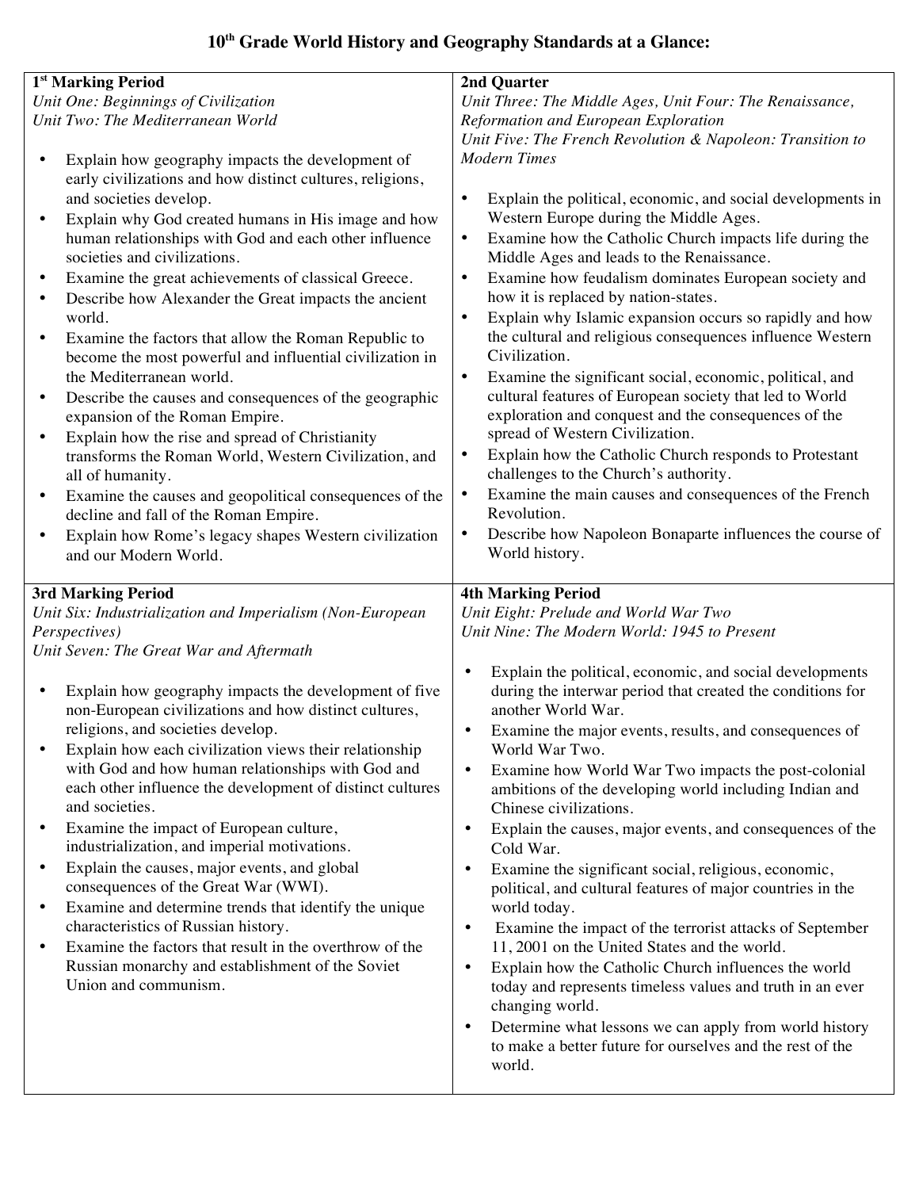# 10th Grade World History and Geography Standards at a Glance:

**1st Marking Period**

*Unit One: Beginnings of Civilization*
*Unit Two: The Mediterranean World*

- Explain how geography impacts the development of early civilizations and how distinct cultures, religions, and societies develop.
- Explain why God created humans in His image and how human relationships with God and each other influence societies and civilizations.
- Examine the great achievements of classical Greece.
- Describe how Alexander the Great impacts the ancient world.
- Examine the factors that allow the Roman Republic to become the most powerful and influential civilization in the Mediterranean world.
- Describe the causes and consequences of the geographic expansion of the Roman Empire.
- Explain how the rise and spread of Christianity transforms the Roman World, Western Civilization, and all of humanity.
- Examine the causes and geopolitical consequences of the decline and fall of the Roman Empire.
- Explain how Rome's legacy shapes Western civilization and our Modern World.

**2nd Quarter**

*Unit Three: The Middle Ages, Unit Four: The Renaissance, Reformation and European Exploration*
*Unit Five: The French Revolution & Napoleon: Transition to Modern Times*

- Explain the political, economic, and social developments in Western Europe during the Middle Ages.
- Examine how the Catholic Church impacts life during the Middle Ages and leads to the Renaissance.
- Examine how feudalism dominates European society and how it is replaced by nation-states.
- Explain why Islamic expansion occurs so rapidly and how the cultural and religious consequences influence Western Civilization.
- Examine the significant social, economic, political, and cultural features of European society that led to World exploration and conquest and the consequences of the spread of Western Civilization.
- Explain how the Catholic Church responds to Protestant challenges to the Church's authority.
- Examine the main causes and consequences of the French Revolution.
- Describe how Napoleon Bonaparte influences the course of World history.

**3rd Marking Period**

*Unit Six: Industrialization and Imperialism (Non-European Perspectives)*
*Unit Seven: The Great War and Aftermath*

- Explain how geography impacts the development of five non-European civilizations and how distinct cultures, religions, and societies develop.
- Explain how each civilization views their relationship with God and how human relationships with God and each other influence the development of distinct cultures and societies.
- Examine the impact of European culture, industrialization, and imperial motivations.
- Explain the causes, major events, and global consequences of the Great War (WWI).
- Examine and determine trends that identify the unique characteristics of Russian history.
- Examine the factors that result in the overthrow of the Russian monarchy and establishment of the Soviet Union and communism.

**4th Marking Period**

*Unit Eight: Prelude and World War Two*
*Unit Nine: The Modern World: 1945 to Present*

- Explain the political, economic, and social developments during the interwar period that created the conditions for another World War.
- Examine the major events, results, and consequences of World War Two.
- Examine how World War Two impacts the post-colonial ambitions of the developing world including Indian and Chinese civilizations.
- Explain the causes, major events, and consequences of the Cold War.
- Examine the significant social, religious, economic, political, and cultural features of major countries in the world today.
- Examine the impact of the terrorist attacks of September 11, 2001 on the United States and the world.
- Explain how the Catholic Church influences the world today and represents timeless values and truth in an ever changing world.
- Determine what lessons we can apply from world history to make a better future for ourselves and the rest of the world.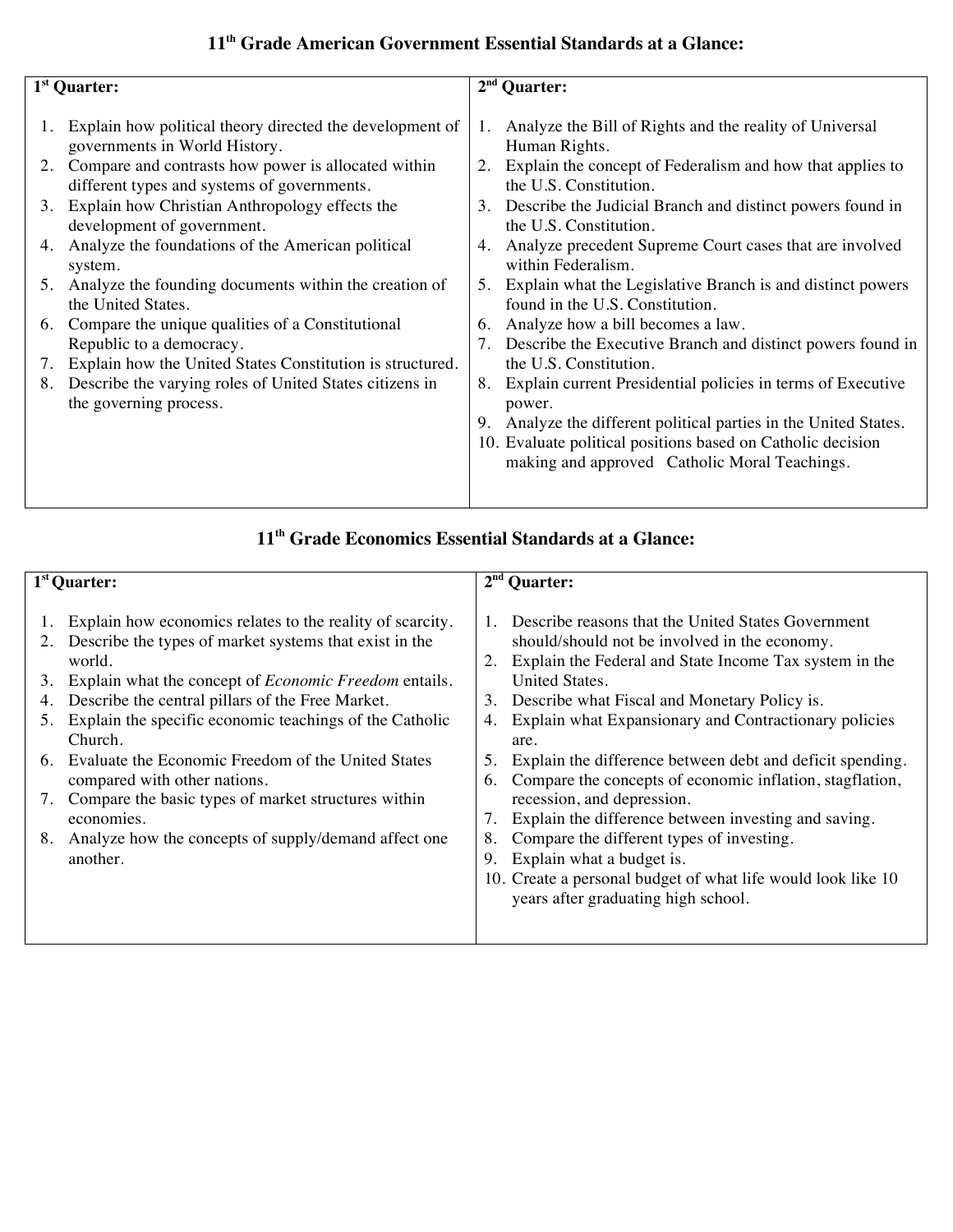## 11th Grade American Government Essential Standards at a Glance:

| 1st Quarter: | 2nd Quarter: |
|---|---|
| 1. Explain how political theory directed the development of governments in World History.<br>2. Compare and contrasts how power is allocated within different types and systems of governments.<br>3. Explain how Christian Anthropology effects the development of government.<br>4. Analyze the foundations of the American political system.<br>5. Analyze the founding documents within the creation of the United States.<br>6. Compare the unique qualities of a Constitutional Republic to a democracy.<br>7. Explain how the United States Constitution is structured.<br>8. Describe the varying roles of United States citizens in the governing process. | 1. Analyze the Bill of Rights and the reality of Universal Human Rights.<br>2. Explain the concept of Federalism and how that applies to the U.S. Constitution.<br>3. Describe the Judicial Branch and distinct powers found in the U.S. Constitution.<br>4. Analyze precedent Supreme Court cases that are involved within Federalism.<br>5. Explain what the Legislative Branch is and distinct powers found in the U.S. Constitution.<br>6. Analyze how a bill becomes a law.<br>7. Describe the Executive Branch and distinct powers found in the U.S. Constitution.<br>8. Explain current Presidential policies in terms of Executive power.<br>9. Analyze the different political parties in the United States.<br>10. Evaluate political positions based on Catholic decision making and approved Catholic Moral Teachings. |

## 11th Grade Economics Essential Standards at a Glance:

| 1st Quarter: | 2nd Quarter: |
|---|---|
| 1. Explain how economics relates to the reality of scarcity.<br>2. Describe the types of market systems that exist in the world.<br>3. Explain what the concept of *Economic Freedom* entails.<br>4. Describe the central pillars of the Free Market.<br>5. Explain the specific economic teachings of the Catholic Church.<br>6. Evaluate the Economic Freedom of the United States compared with other nations.<br>7. Compare the basic types of market structures within economies.<br>8. Analyze how the concepts of supply/demand affect one another. | 1. Describe reasons that the United States Government should/should not be involved in the economy.<br>2. Explain the Federal and State Income Tax system in the United States.<br>3. Describe what Fiscal and Monetary Policy is.<br>4. Explain what Expansionary and Contractionary policies are.<br>5. Explain the difference between debt and deficit spending.<br>6. Compare the concepts of economic inflation, stagflation, recession, and depression.<br>7. Explain the difference between investing and saving.<br>8. Compare the different types of investing.<br>9. Explain what a budget is.<br>10. Create a personal budget of what life would look like 10 years after graduating high school. |